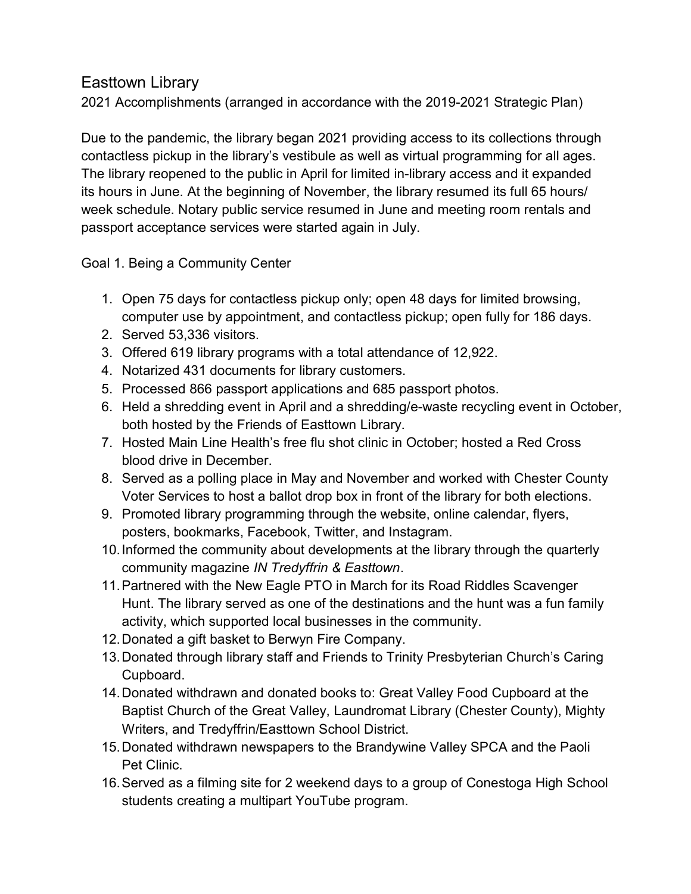# Easttown Library

2021 Accomplishments (arranged in accordance with the 2019-2021 Strategic Plan)

Due to the pandemic, the library began 2021 providing access to its collections through contactless pickup in the library's vestibule as well as virtual programming for all ages. The library reopened to the public in April for limited in-library access and it expanded its hours in June. At the beginning of November, the library resumed its full 65 hours/ week schedule. Notary public service resumed in June and meeting room rentals and passport acceptance services were started again in July.

## Goal 1. Being a Community Center

1. Open 75 days for contactless pickup only; open 48 days for limited browsing, computer use by appointment, and contactless pickup; open fully for 186 days.
2. Served 53,336 visitors.
3. Offered 619 library programs with a total attendance of 12,922.
4. Notarized 431 documents for library customers.
5. Processed 866 passport applications and 685 passport photos.
6. Held a shredding event in April and a shredding/e-waste recycling event in October, both hosted by the Friends of Easttown Library.
7. Hosted Main Line Health's free flu shot clinic in October; hosted a Red Cross blood drive in December.
8. Served as a polling place in May and November and worked with Chester County Voter Services to host a ballot drop box in front of the library for both elections.
9. Promoted library programming through the website, online calendar, flyers, posters, bookmarks, Facebook, Twitter, and Instagram.
10. Informed the community about developments at the library through the quarterly community magazine *IN Tredyffrin & Easttown*.
11. Partnered with the New Eagle PTO in March for its Road Riddles Scavenger Hunt. The library served as one of the destinations and the hunt was a fun family activity, which supported local businesses in the community.
12. Donated a gift basket to Berwyn Fire Company.
13. Donated through library staff and Friends to Trinity Presbyterian Church's Caring Cupboard.
14. Donated withdrawn and donated books to: Great Valley Food Cupboard at the Baptist Church of the Great Valley, Laundromat Library (Chester County), Mighty Writers, and Tredyffrin/Easttown School District.
15. Donated withdrawn newspapers to the Brandywine Valley SPCA and the Paoli Pet Clinic.
16. Served as a filming site for 2 weekend days to a group of Conestoga High School students creating a multipart YouTube program.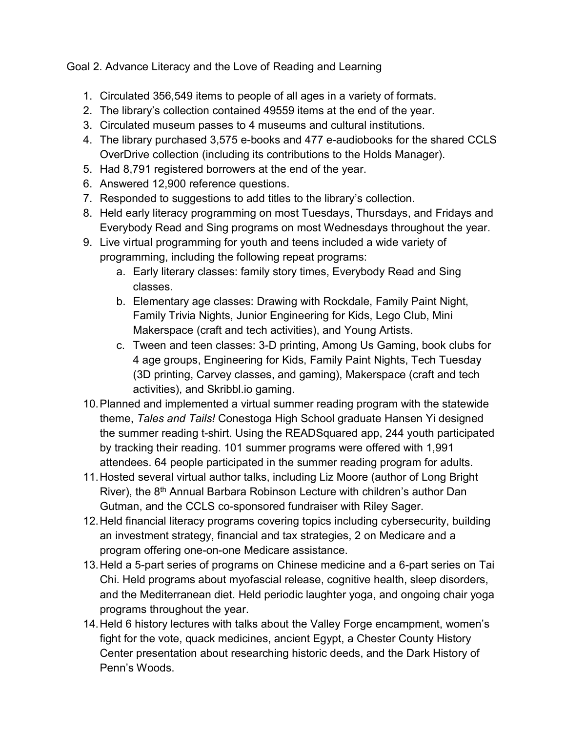Goal 2. Advance Literacy and the Love of Reading and Learning

1. Circulated 356,549 items to people of all ages in a variety of formats.
2. The library's collection contained 49559 items at the end of the year.
3. Circulated museum passes to 4 museums and cultural institutions.
4. The library purchased 3,575 e-books and 477 e-audiobooks for the shared CCLS OverDrive collection (including its contributions to the Holds Manager).
5. Had 8,791 registered borrowers at the end of the year.
6. Answered 12,900 reference questions.
7. Responded to suggestions to add titles to the library's collection.
8. Held early literacy programming on most Tuesdays, Thursdays, and Fridays and Everybody Read and Sing programs on most Wednesdays throughout the year.
9. Live virtual programming for youth and teens included a wide variety of programming, including the following repeat programs:
    a. Early literary classes: family story times, Everybody Read and Sing classes.
    b. Elementary age classes: Drawing with Rockdale, Family Paint Night, Family Trivia Nights, Junior Engineering for Kids, Lego Club, Mini Makerspace (craft and tech activities), and Young Artists.
    c. Tween and teen classes: 3-D printing, Among Us Gaming, book clubs for 4 age groups, Engineering for Kids, Family Paint Nights, Tech Tuesday (3D printing, Carvey classes, and gaming), Makerspace (craft and tech activities), and Skribbl.io gaming.
10. Planned and implemented a virtual summer reading program with the statewide theme, *Tales and Tails!* Conestoga High School graduate Hansen Yi designed the summer reading t-shirt. Using the READSquared app, 244 youth participated by tracking their reading. 101 summer programs were offered with 1,991 attendees. 64 people participated in the summer reading program for adults.
11. Hosted several virtual author talks, including Liz Moore (author of Long Bright River), the 8th Annual Barbara Robinson Lecture with children's author Dan Gutman, and the CCLS co-sponsored fundraiser with Riley Sager.
12. Held financial literacy programs covering topics including cybersecurity, building an investment strategy, financial and tax strategies, 2 on Medicare and a program offering one-on-one Medicare assistance.
13. Held a 5-part series of programs on Chinese medicine and a 6-part series on Tai Chi. Held programs about myofascial release, cognitive health, sleep disorders, and the Mediterranean diet. Held periodic laughter yoga, and ongoing chair yoga programs throughout the year.
14. Held 6 history lectures with talks about the Valley Forge encampment, women's fight for the vote, quack medicines, ancient Egypt, a Chester County History Center presentation about researching historic deeds, and the Dark History of Penn's Woods.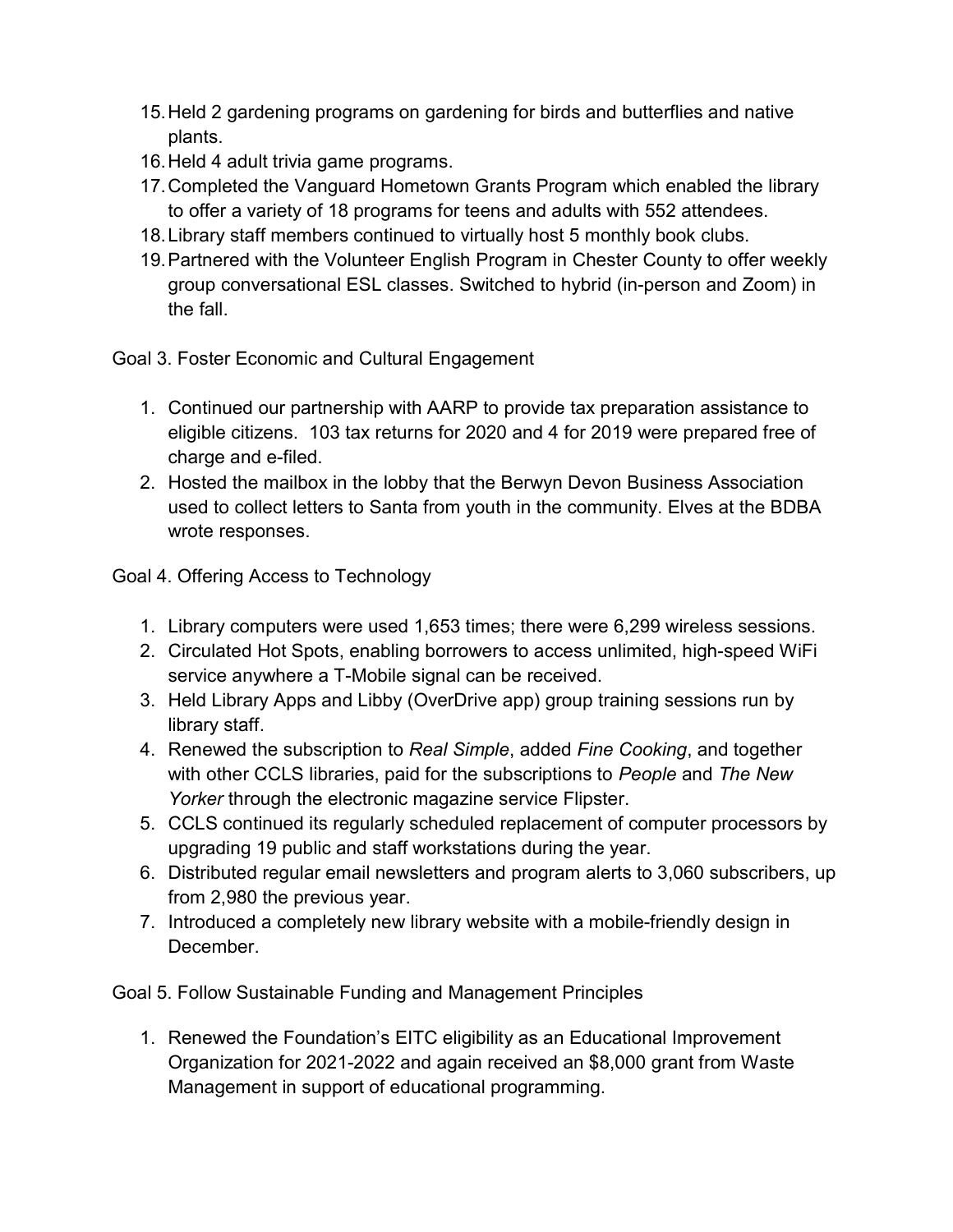15. Held 2 gardening programs on gardening for birds and butterflies and native plants.
16. Held 4 adult trivia game programs.
17. Completed the Vanguard Hometown Grants Program which enabled the library to offer a variety of 18 programs for teens and adults with 552 attendees.
18. Library staff members continued to virtually host 5 monthly book clubs.
19. Partnered with the Volunteer English Program in Chester County to offer weekly group conversational ESL classes. Switched to hybrid (in-person and Zoom) in the fall.

Goal 3. Foster Economic and Cultural Engagement

1. Continued our partnership with AARP to provide tax preparation assistance to eligible citizens. 103 tax returns for 2020 and 4 for 2019 were prepared free of charge and e-filed.
2. Hosted the mailbox in the lobby that the Berwyn Devon Business Association used to collect letters to Santa from youth in the community. Elves at the BDBA wrote responses.

Goal 4. Offering Access to Technology

1. Library computers were used 1,653 times; there were 6,299 wireless sessions.
2. Circulated Hot Spots, enabling borrowers to access unlimited, high-speed WiFi service anywhere a T-Mobile signal can be received.
3. Held Library Apps and Libby (OverDrive app) group training sessions run by library staff.
4. Renewed the subscription to *Real Simple*, added *Fine Cooking*, and together with other CCLS libraries, paid for the subscriptions to *People* and *The New Yorker* through the electronic magazine service Flipster.
5. CCLS continued its regularly scheduled replacement of computer processors by upgrading 19 public and staff workstations during the year.
6. Distributed regular email newsletters and program alerts to 3,060 subscribers, up from 2,980 the previous year.
7. Introduced a completely new library website with a mobile-friendly design in December.

Goal 5. Follow Sustainable Funding and Management Principles

1. Renewed the Foundation's EITC eligibility as an Educational Improvement Organization for 2021-2022 and again received an $8,000 grant from Waste Management in support of educational programming.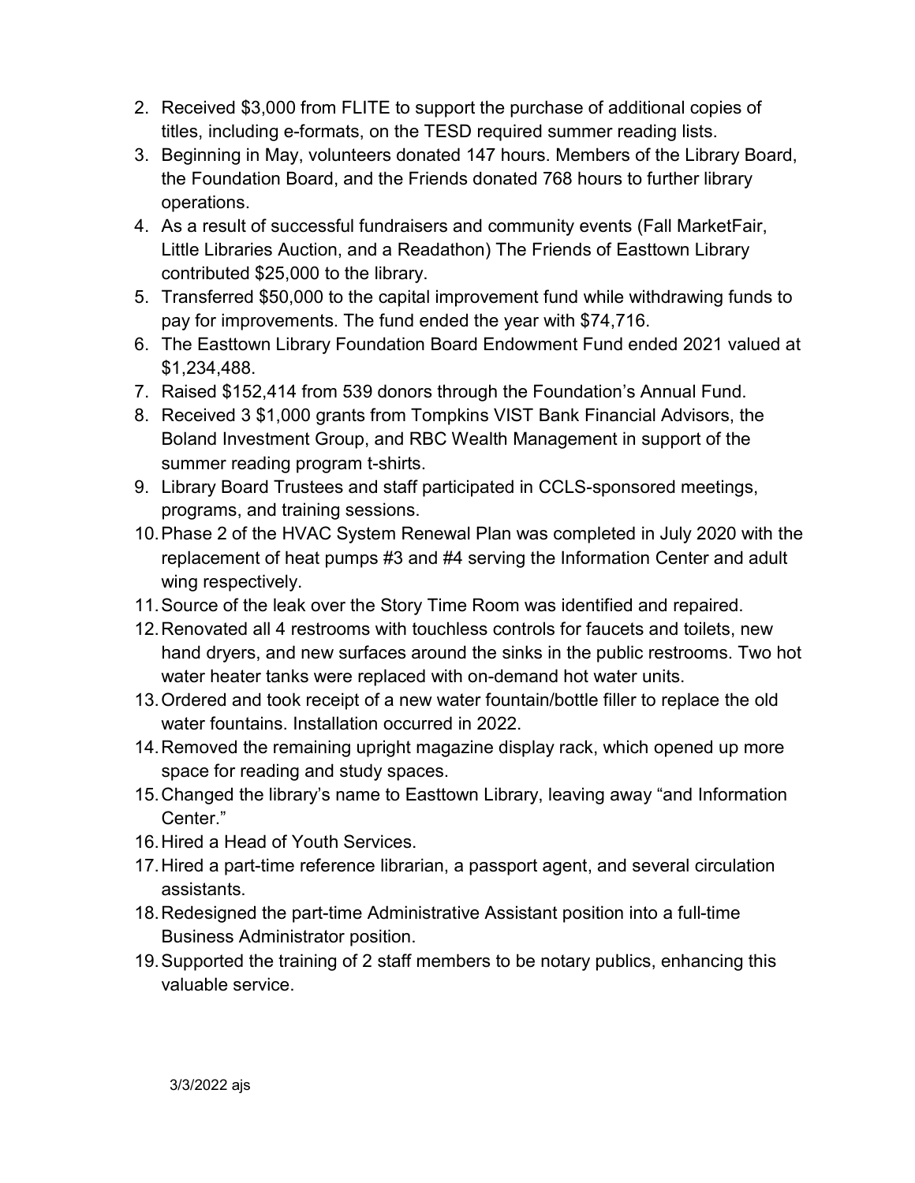2. Received $3,000 from FLITE to support the purchase of additional copies of titles, including e-formats, on the TESD required summer reading lists.
3. Beginning in May, volunteers donated 147 hours. Members of the Library Board, the Foundation Board, and the Friends donated 768 hours to further library operations.
4. As a result of successful fundraisers and community events (Fall MarketFair, Little Libraries Auction, and a Readathon) The Friends of Easttown Library contributed $25,000 to the library.
5. Transferred $50,000 to the capital improvement fund while withdrawing funds to pay for improvements. The fund ended the year with $74,716.
6. The Easttown Library Foundation Board Endowment Fund ended 2021 valued at $1,234,488.
7. Raised $152,414 from 539 donors through the Foundation's Annual Fund.
8. Received 3 $1,000 grants from Tompkins VIST Bank Financial Advisors, the Boland Investment Group, and RBC Wealth Management in support of the summer reading program t-shirts.
9. Library Board Trustees and staff participated in CCLS-sponsored meetings, programs, and training sessions.
10. Phase 2 of the HVAC System Renewal Plan was completed in July 2020 with the replacement of heat pumps #3 and #4 serving the Information Center and adult wing respectively.
11. Source of the leak over the Story Time Room was identified and repaired.
12. Renovated all 4 restrooms with touchless controls for faucets and toilets, new hand dryers, and new surfaces around the sinks in the public restrooms. Two hot water heater tanks were replaced with on-demand hot water units.
13. Ordered and took receipt of a new water fountain/bottle filler to replace the old water fountains. Installation occurred in 2022.
14. Removed the remaining upright magazine display rack, which opened up more space for reading and study spaces.
15. Changed the library's name to Easttown Library, leaving away "and Information Center."
16. Hired a Head of Youth Services.
17. Hired a part-time reference librarian, a passport agent, and several circulation assistants.
18. Redesigned the part-time Administrative Assistant position into a full-time Business Administrator position.
19. Supported the training of 2 staff members to be notary publics, enhancing this valuable service.

3/3/2022 ajs